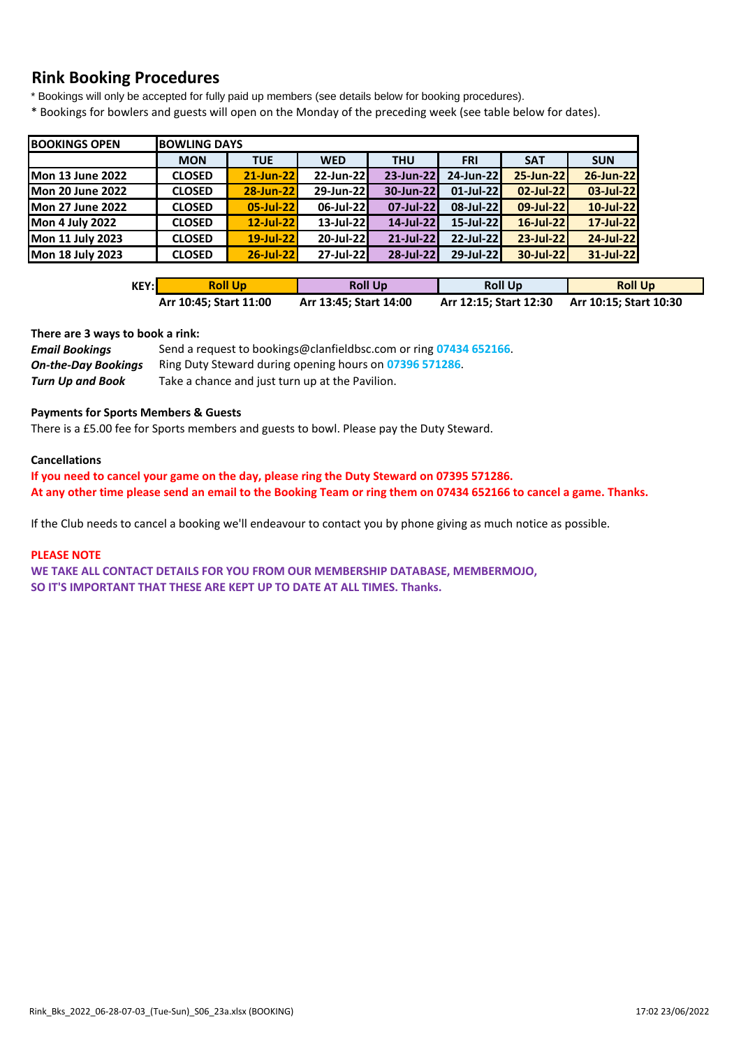## Rink Booking Procedures

* Bookings will only be accepted for fully paid up members (see details below for booking procedures).
* Bookings for bowlers and guests will open on the Monday of the preceding week (see table below for dates).

| BOOKINGS OPEN | BOWLING DAYS | | | | | | |
|---|---|---|---|---|---|---|---|
| | MON | TUE | WED | THU | FRI | SAT | SUN |
| Mon 13 June 2022 | CLOSED | 21-Jun-22 | 22-Jun-22 | 23-Jun-22 | 24-Jun-22 | 25-Jun-22 | 26-Jun-22 |
| Mon 20 June 2022 | CLOSED | 28-Jun-22 | 29-Jun-22 | 30-Jun-22 | 01-Jul-22 | 02-Jul-22 | 03-Jul-22 |
| Mon 27 June 2022 | CLOSED | 05-Jul-22 | 06-Jul-22 | 07-Jul-22 | 08-Jul-22 | 09-Jul-22 | 10-Jul-22 |
| Mon 4 July 2022 | CLOSED | 12-Jul-22 | 13-Jul-22 | 14-Jul-22 | 15-Jul-22 | 16-Jul-22 | 17-Jul-22 |
| Mon 11 July 2023 | CLOSED | 19-Jul-22 | 20-Jul-22 | 21-Jul-22 | 22-Jul-22 | 23-Jul-22 | 24-Jul-22 |
| Mon 18 July 2023 | CLOSED | 26-Jul-22 | 27-Jul-22 | 28-Jul-22 | 29-Jul-22 | 30-Jul-22 | 31-Jul-22 |

| KEY: | Roll Up | Roll Up | Roll Up | Roll Up |
|---|---|---|---|---|
| | Arr 10:45; Start 11:00 | Arr 13:45; Start 14:00 | Arr 12:15; Start 12:30 | Arr 10:15; Start 10:30 |

**There are 3 ways to book a rink:**

***Email Bookings*** Send a request to bookings@clanfieldbsc.com or ring **07434 652166**.

***On-the-Day Bookings*** Ring Duty Steward during opening hours on **07396 571286**.

***Turn Up and Book*** Take a chance and just turn up at the Pavilion.

**Payments for Sports Members & Guests**

There is a £5.00 fee for Sports members and guests to bowl. Please pay the Duty Steward.

**Cancellations**

**If you need to cancel your game on the day, please ring the Duty Steward on 07395 571286.**
**At any other time please send an email to the Booking Team or ring them on 07434 652166 to cancel a game. Thanks.**

If the Club needs to cancel a booking we'll endeavour to contact you by phone giving as much notice as possible.

**PLEASE NOTE**

**WE TAKE ALL CONTACT DETAILS FOR YOU FROM OUR MEMBERSHIP DATABASE, MEMBERMOJO, SO IT'S IMPORTANT THAT THESE ARE KEPT UP TO DATE AT ALL TIMES. Thanks.**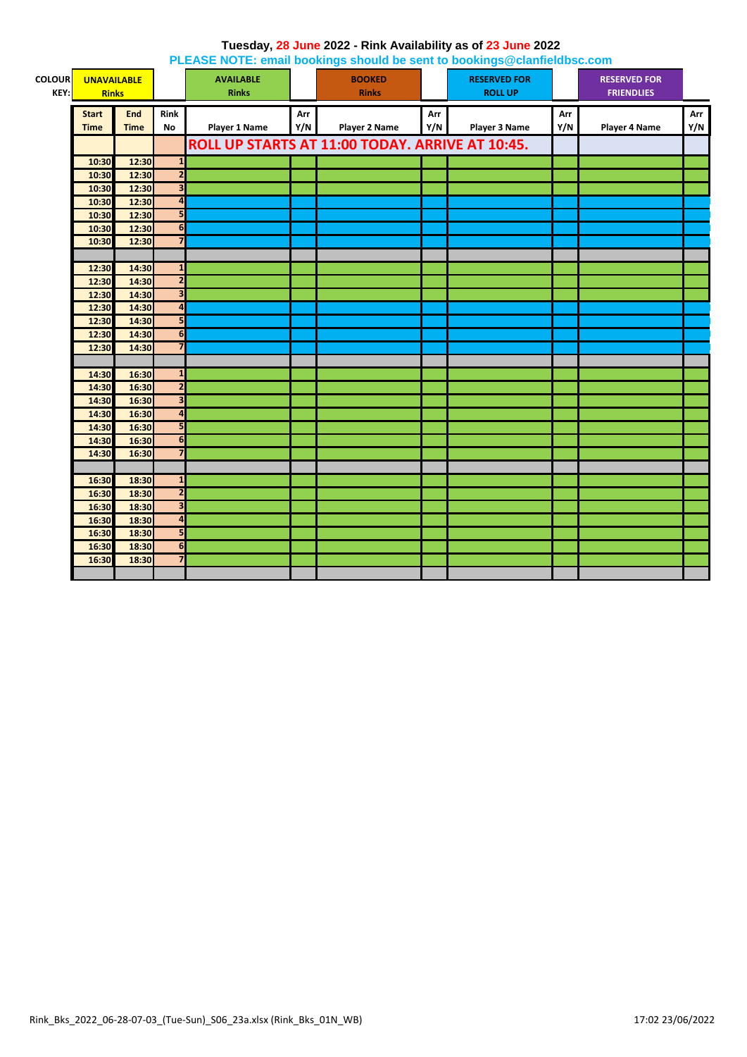# Tuesday, 28 June 2022 - Rink Availability as of 23 June 2022

**PLEASE NOTE: email bookings should be sent to bookings@clanfieldbsc.com**

**COLOUR KEY:** UNAVAILABLE Rinks | AVAILABLE Rinks | BOOKED Rinks | RESERVED FOR ROLL UP | RESERVED FOR FRIENDLIES

| Start Time | End Time | Rink No | Player 1 Name | Arr Y/N | Player 2 Name | Arr Y/N | Player 3 Name | Arr Y/N | Player 4 Name | Arr Y/N |
|---|---|---|---|---|---|---|---|---|---|---|
| | | | ROLL UP STARTS AT 11:00 TODAY. ARRIVE AT 10:45. | | | | | | | |
| 10:30 | 12:30 | 1 | | | | | | | | |
| 10:30 | 12:30 | 2 | | | | | | | | |
| 10:30 | 12:30 | 3 | | | | | | | | |
| 10:30 | 12:30 | 4 | | | | | | | | |
| 10:30 | 12:30 | 5 | | | | | | | | |
| 10:30 | 12:30 | 6 | | | | | | | | |
| 10:30 | 12:30 | 7 | | | | | | | | |
| | | | | | | | | | | |
| 12:30 | 14:30 | 1 | | | | | | | | |
| 12:30 | 14:30 | 2 | | | | | | | | |
| 12:30 | 14:30 | 3 | | | | | | | | |
| 12:30 | 14:30 | 4 | | | | | | | | |
| 12:30 | 14:30 | 5 | | | | | | | | |
| 12:30 | 14:30 | 6 | | | | | | | | |
| 12:30 | 14:30 | 7 | | | | | | | | |
| | | | | | | | | | | |
| 14:30 | 16:30 | 1 | | | | | | | | |
| 14:30 | 16:30 | 2 | | | | | | | | |
| 14:30 | 16:30 | 3 | | | | | | | | |
| 14:30 | 16:30 | 4 | | | | | | | | |
| 14:30 | 16:30 | 5 | | | | | | | | |
| 14:30 | 16:30 | 6 | | | | | | | | |
| 14:30 | 16:30 | 7 | | | | | | | | |
| | | | | | | | | | | |
| 16:30 | 18:30 | 1 | | | | | | | | |
| 16:30 | 18:30 | 2 | | | | | | | | |
| 16:30 | 18:30 | 3 | | | | | | | | |
| 16:30 | 18:30 | 4 | | | | | | | | |
| 16:30 | 18:30 | 5 | | | | | | | | |
| 16:30 | 18:30 | 6 | | | | | | | | |
| 16:30 | 18:30 | 7 | | | | | | | | |
| | | | | | | | | | | |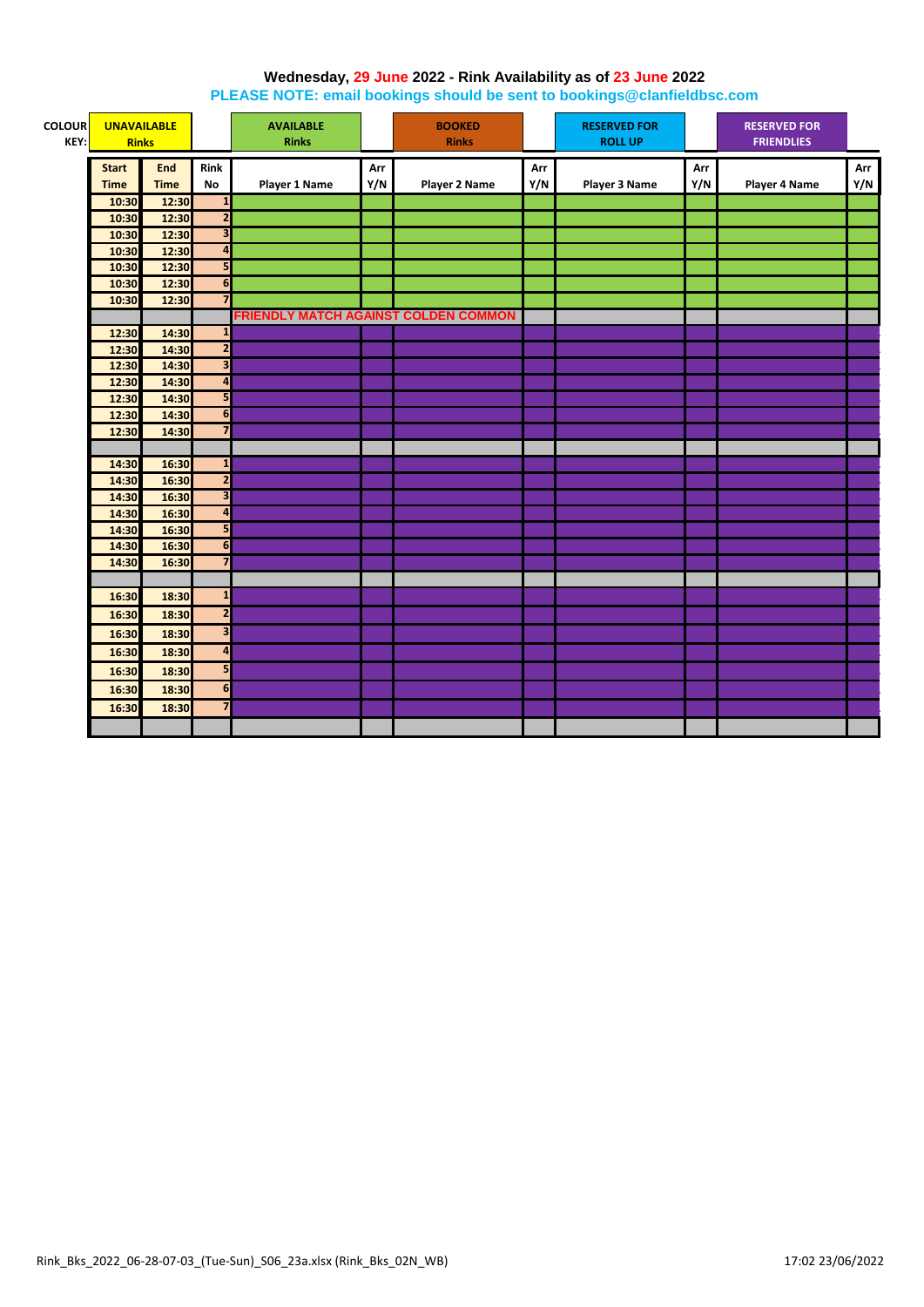**Wednesday, 29 June 2022 - Rink Availability as of 23 June 2022**

**PLEASE NOTE: email bookings should be sent to bookings@clanfieldbsc.com**

| COLOUR KEY: | UNAVAILABLE Rinks | AVAILABLE Rinks | BOOKED Rinks | RESERVED FOR ROLL UP | RESERVED FOR FRIENDLIES |
|---|---|---|---|---|---|

| Start Time | End Time | Rink No | Player 1 Name | Arr Y/N | Player 2 Name | Arr Y/N | Player 3 Name | Arr Y/N | Player 4 Name | Arr Y/N |
|---|---|---|---|---|---|---|---|---|---|---|
| 10:30 | 12:30 | 1 | | | | | | | | |
| 10:30 | 12:30 | 2 | | | | | | | | |
| 10:30 | 12:30 | 3 | | | | | | | | |
| 10:30 | 12:30 | 4 | | | | | | | | |
| 10:30 | 12:30 | 5 | | | | | | | | |
| 10:30 | 12:30 | 6 | | | | | | | | |
| 10:30 | 12:30 | 7 | | | | | | | | |
| | | | FRIENDLY MATCH AGAINST COLDEN COMMON | | | | | | | |
| 12:30 | 14:30 | 1 | | | | | | | | |
| 12:30 | 14:30 | 2 | | | | | | | | |
| 12:30 | 14:30 | 3 | | | | | | | | |
| 12:30 | 14:30 | 4 | | | | | | | | |
| 12:30 | 14:30 | 5 | | | | | | | | |
| 12:30 | 14:30 | 6 | | | | | | | | |
| 12:30 | 14:30 | 7 | | | | | | | | |
| | | | | | | | | | | |
| 14:30 | 16:30 | 1 | | | | | | | | |
| 14:30 | 16:30 | 2 | | | | | | | | |
| 14:30 | 16:30 | 3 | | | | | | | | |
| 14:30 | 16:30 | 4 | | | | | | | | |
| 14:30 | 16:30 | 5 | | | | | | | | |
| 14:30 | 16:30 | 6 | | | | | | | | |
| 14:30 | 16:30 | 7 | | | | | | | | |
| | | | | | | | | | | |
| 16:30 | 18:30 | 1 | | | | | | | | |
| 16:30 | 18:30 | 2 | | | | | | | | |
| 16:30 | 18:30 | 3 | | | | | | | | |
| 16:30 | 18:30 | 4 | | | | | | | | |
| 16:30 | 18:30 | 5 | | | | | | | | |
| 16:30 | 18:30 | 6 | | | | | | | | |
| 16:30 | 18:30 | 7 | | | | | | | | |
| | | | | | | | | | | |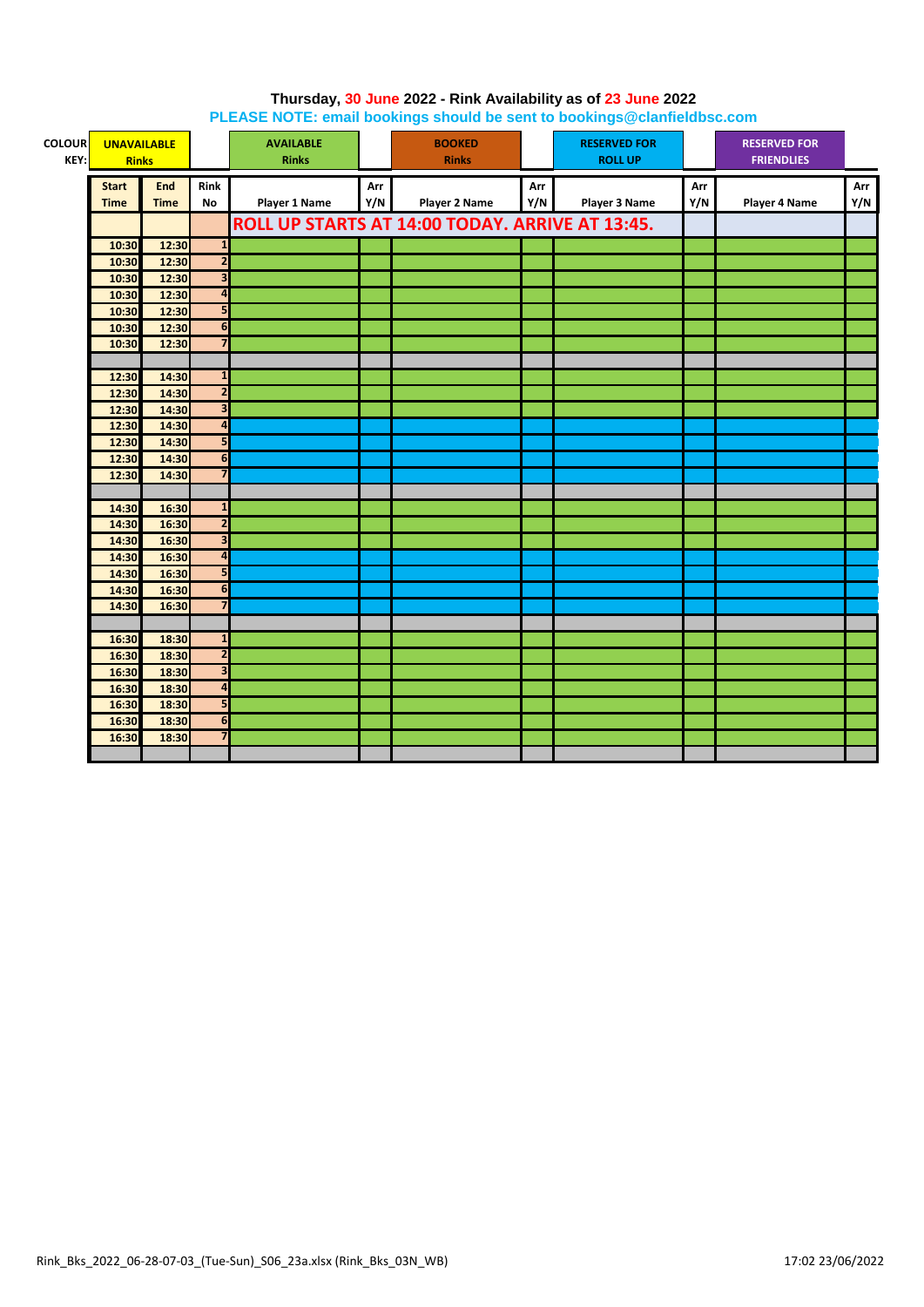**Thursday, 30 June 2022 - Rink Availability as of 23 June 2022**

**PLEASE NOTE: email bookings should be sent to bookings@clanfieldbsc.com**

| COLOUR KEY: | UNAVAILABLE Rinks | AVAILABLE Rinks | BOOKED Rinks | RESERVED FOR ROLL UP | RESERVED FOR FRIENDLIES |
|---|---|---|---|---|---|

| Start Time | End Time | Rink No | Player 1 Name | Arr Y/N | Player 2 Name | Arr Y/N | Player 3 Name | Arr Y/N | Player 4 Name | Arr Y/N |
|---|---|---|---|---|---|---|---|---|---|---|
| | | | ROLL UP STARTS AT 14:00 TODAY. ARRIVE AT 13:45. | | | | | | | |
| 10:30 | 12:30 | 1 | | | | | | | | |
| 10:30 | 12:30 | 2 | | | | | | | | |
| 10:30 | 12:30 | 3 | | | | | | | | |
| 10:30 | 12:30 | 4 | | | | | | | | |
| 10:30 | 12:30 | 5 | | | | | | | | |
| 10:30 | 12:30 | 6 | | | | | | | | |
| 10:30 | 12:30 | 7 | | | | | | | | |
| | | | | | | | | | | |
| 12:30 | 14:30 | 1 | | | | | | | | |
| 12:30 | 14:30 | 2 | | | | | | | | |
| 12:30 | 14:30 | 3 | | | | | | | | |
| 12:30 | 14:30 | 4 | | | | | | | | |
| 12:30 | 14:30 | 5 | | | | | | | | |
| 12:30 | 14:30 | 6 | | | | | | | | |
| 12:30 | 14:30 | 7 | | | | | | | | |
| | | | | | | | | | | |
| 14:30 | 16:30 | 1 | | | | | | | | |
| 14:30 | 16:30 | 2 | | | | | | | | |
| 14:30 | 16:30 | 3 | | | | | | | | |
| 14:30 | 16:30 | 4 | | | | | | | | |
| 14:30 | 16:30 | 5 | | | | | | | | |
| 14:30 | 16:30 | 6 | | | | | | | | |
| 14:30 | 16:30 | 7 | | | | | | | | |
| | | | | | | | | | | |
| 16:30 | 18:30 | 1 | | | | | | | | |
| 16:30 | 18:30 | 2 | | | | | | | | |
| 16:30 | 18:30 | 3 | | | | | | | | |
| 16:30 | 18:30 | 4 | | | | | | | | |
| 16:30 | 18:30 | 5 | | | | | | | | |
| 16:30 | 18:30 | 6 | | | | | | | | |
| 16:30 | 18:30 | 7 | | | | | | | | |
| | | | | | | | | | | |

Rink_Bks_2022_06-28-07-03_(Tue-Sun)_S06_23a.xlsx (Rink_Bks_03N_WB) 17:02 23/06/2022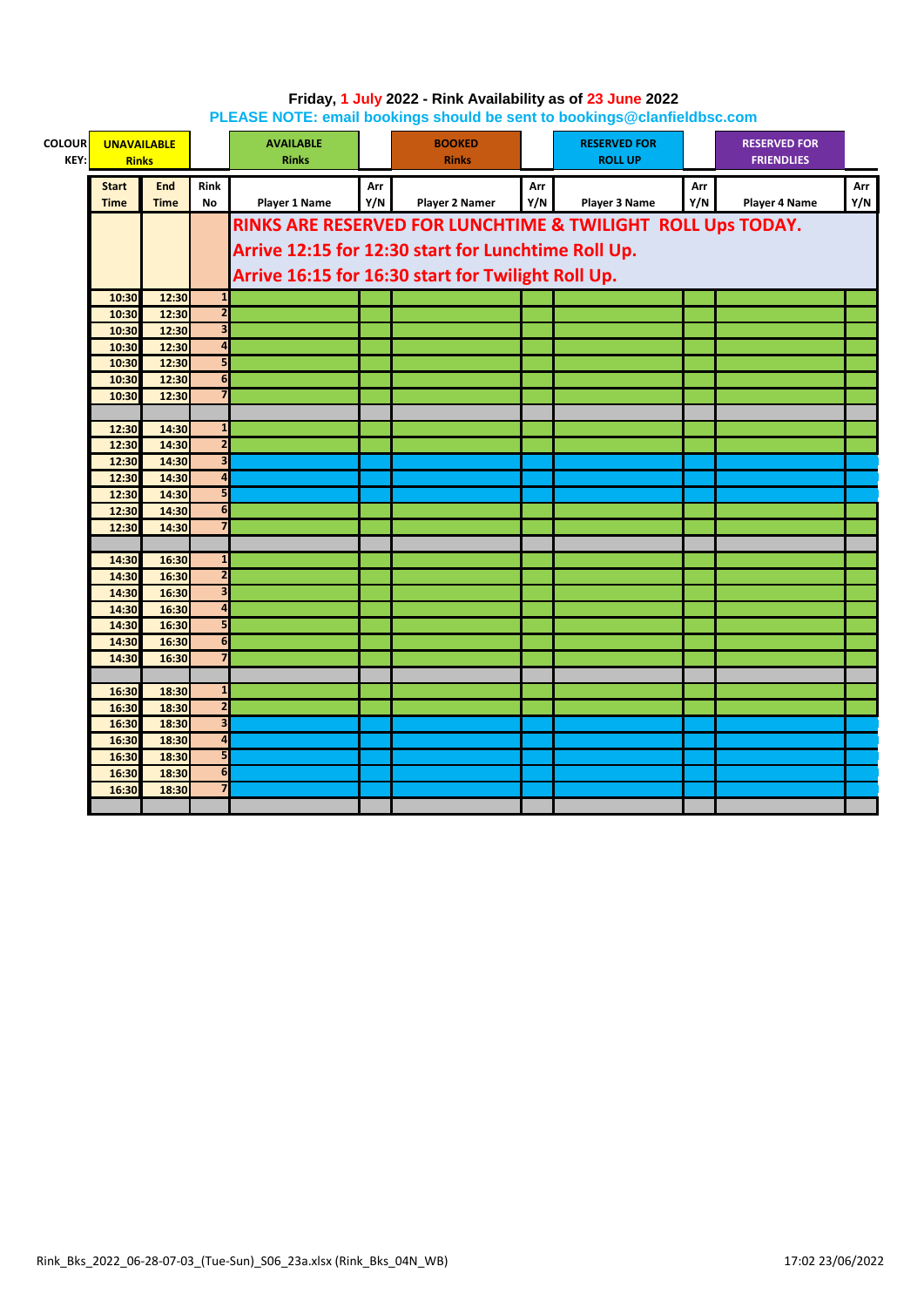**Friday, 1 July 2022 - Rink Availability as of 23 June 2022**

**PLEASE NOTE: email bookings should be sent to bookings@clanfieldbsc.com**

| COLOUR KEY: | UNAVAILABLE Rinks | AVAILABLE Rinks | BOOKED Rinks | RESERVED FOR ROLL UP | RESERVED FOR FRIENDLIES |
|---|---|---|---|---|---|

| Start Time | End Time | Rink No | Player 1 Name | Arr Y/N | Player 2 Namer | Arr Y/N | Player 3 Name | Arr Y/N | Player 4 Name | Arr Y/N |
|---|---|---|---|---|---|---|---|---|---|---|
| | | | RINKS ARE RESERVED FOR LUNCHTIME & TWILIGHT ROLL Ups TODAY. Arrive 12:15 for 12:30 start for Lunchtime Roll Up. Arrive 16:15 for 16:30 start for Twilight Roll Up. | | | | | | | |
| 10:30 | 12:30 | 1 | | | | | | | | |
| 10:30 | 12:30 | 2 | | | | | | | | |
| 10:30 | 12:30 | 3 | | | | | | | | |
| 10:30 | 12:30 | 4 | | | | | | | | |
| 10:30 | 12:30 | 5 | | | | | | | | |
| 10:30 | 12:30 | 6 | | | | | | | | |
| 10:30 | 12:30 | 7 | | | | | | | | |
| | | | | | | | | | | |
| 12:30 | 14:30 | 1 | | | | | | | | |
| 12:30 | 14:30 | 2 | | | | | | | | |
| 12:30 | 14:30 | 3 | | | | | | | | |
| 12:30 | 14:30 | 4 | | | | | | | | |
| 12:30 | 14:30 | 5 | | | | | | | | |
| 12:30 | 14:30 | 6 | | | | | | | | |
| 12:30 | 14:30 | 7 | | | | | | | | |
| | | | | | | | | | | |
| 14:30 | 16:30 | 1 | | | | | | | | |
| 14:30 | 16:30 | 2 | | | | | | | | |
| 14:30 | 16:30 | 3 | | | | | | | | |
| 14:30 | 16:30 | 4 | | | | | | | | |
| 14:30 | 16:30 | 5 | | | | | | | | |
| 14:30 | 16:30 | 6 | | | | | | | | |
| 14:30 | 16:30 | 7 | | | | | | | | |
| | | | | | | | | | | |
| 16:30 | 18:30 | 1 | | | | | | | | |
| 16:30 | 18:30 | 2 | | | | | | | | |
| 16:30 | 18:30 | 3 | | | | | | | | |
| 16:30 | 18:30 | 4 | | | | | | | | |
| 16:30 | 18:30 | 5 | | | | | | | | |
| 16:30 | 18:30 | 6 | | | | | | | | |
| 16:30 | 18:30 | 7 | | | | | | | | |

Rink_Bks_2022_06-28-07-03_(Tue-Sun)_S06_23a.xlsx (Rink_Bks_04N_WB) 17:02 23/06/2022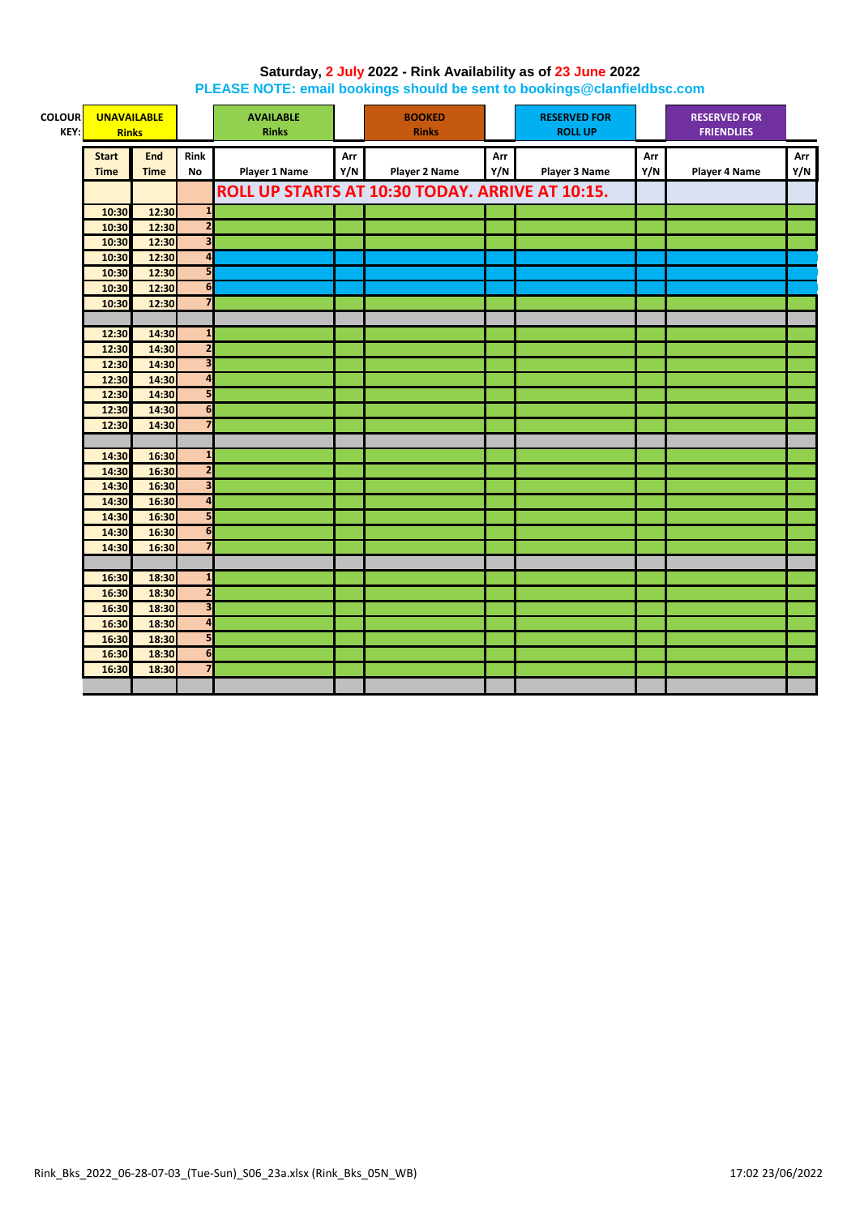**Saturday, 2 July 2022 - Rink Availability as of 23 June 2022**

**PLEASE NOTE: email bookings should be sent to bookings@clanfieldbsc.com**

| COLOUR KEY: | UNAVAILABLE Rinks | AVAILABLE Rinks | BOOKED Rinks | RESERVED FOR ROLL UP | RESERVED FOR FRIENDLIES |
|---|---|---|---|---|---|

| Start Time | End Time | Rink No | Player 1 Name | Arr Y/N | Player 2 Name | Arr Y/N | Player 3 Name | Arr Y/N | Player 4 Name | Arr Y/N |
|---|---|---|---|---|---|---|---|---|---|---|
| | | | ROLL UP STARTS AT 10:30 TODAY. ARRIVE AT 10:15. | | | | | | | |
| 10:30 | 12:30 | 1 | | | | | | | | |
| 10:30 | 12:30 | 2 | | | | | | | | |
| 10:30 | 12:30 | 3 | | | | | | | | |
| 10:30 | 12:30 | 4 | | | | | | | | |
| 10:30 | 12:30 | 5 | | | | | | | | |
| 10:30 | 12:30 | 6 | | | | | | | | |
| 10:30 | 12:30 | 7 | | | | | | | | |
| | | | | | | | | | | |
| 12:30 | 14:30 | 1 | | | | | | | | |
| 12:30 | 14:30 | 2 | | | | | | | | |
| 12:30 | 14:30 | 3 | | | | | | | | |
| 12:30 | 14:30 | 4 | | | | | | | | |
| 12:30 | 14:30 | 5 | | | | | | | | |
| 12:30 | 14:30 | 6 | | | | | | | | |
| 12:30 | 14:30 | 7 | | | | | | | | |
| | | | | | | | | | | |
| 14:30 | 16:30 | 1 | | | | | | | | |
| 14:30 | 16:30 | 2 | | | | | | | | |
| 14:30 | 16:30 | 3 | | | | | | | | |
| 14:30 | 16:30 | 4 | | | | | | | | |
| 14:30 | 16:30 | 5 | | | | | | | | |
| 14:30 | 16:30 | 6 | | | | | | | | |
| 14:30 | 16:30 | 7 | | | | | | | | |
| | | | | | | | | | | |
| 16:30 | 18:30 | 1 | | | | | | | | |
| 16:30 | 18:30 | 2 | | | | | | | | |
| 16:30 | 18:30 | 3 | | | | | | | | |
| 16:30 | 18:30 | 4 | | | | | | | | |
| 16:30 | 18:30 | 5 | | | | | | | | |
| 16:30 | 18:30 | 6 | | | | | | | | |
| 16:30 | 18:30 | 7 | | | | | | | | |
| | | | | | | | | | | |

Rink_Bks_2022_06-28-07-03_(Tue-Sun)_S06_23a.xlsx (Rink_Bks_05N_WB) 17:02 23/06/2022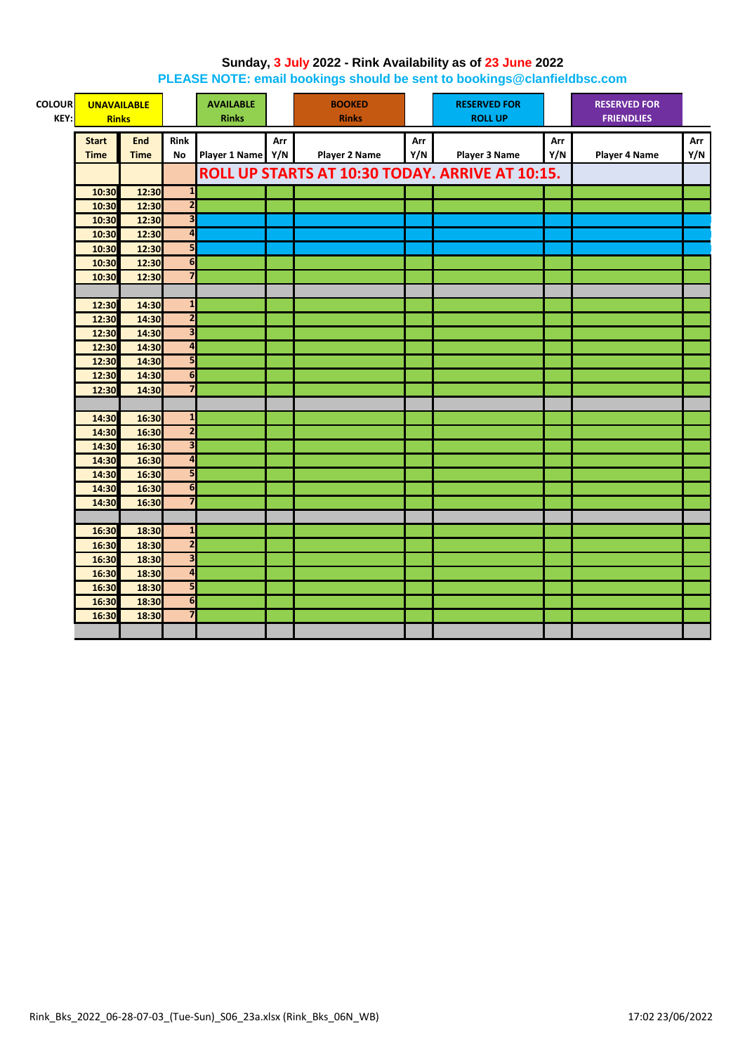**Sunday, 3 July 2022 - Rink Availability as of 23 June 2022**

**PLEASE NOTE: email bookings should be sent to bookings@clanfieldbsc.com**

| COLOUR KEY: | UNAVAILABLE Rinks | AVAILABLE Rinks | BOOKED Rinks | RESERVED FOR ROLL UP | RESERVED FOR FRIENDLIES |
|---|---|---|---|---|---|

| Start Time | End Time | Rink No | Player 1 Name | Arr Y/N | Player 2 Name | Arr Y/N | Player 3 Name | Arr Y/N | Player 4 Name | Arr Y/N |
|---|---|---|---|---|---|---|---|---|---|---|
| | | | ROLL UP STARTS AT 10:30 TODAY. ARRIVE AT 10:15. | | | | | | | |
| 10:30 | 12:30 | 1 | | | | | | | | |
| 10:30 | 12:30 | 2 | | | | | | | | |
| 10:30 | 12:30 | 3 | | | | | | | | |
| 10:30 | 12:30 | 4 | | | | | | | | |
| 10:30 | 12:30 | 5 | | | | | | | | |
| 10:30 | 12:30 | 6 | | | | | | | | |
| 10:30 | 12:30 | 7 | | | | | | | | |
| | | | | | | | | | | |
| 12:30 | 14:30 | 1 | | | | | | | | |
| 12:30 | 14:30 | 2 | | | | | | | | |
| 12:30 | 14:30 | 3 | | | | | | | | |
| 12:30 | 14:30 | 4 | | | | | | | | |
| 12:30 | 14:30 | 5 | | | | | | | | |
| 12:30 | 14:30 | 6 | | | | | | | | |
| 12:30 | 14:30 | 7 | | | | | | | | |
| | | | | | | | | | | |
| 14:30 | 16:30 | 1 | | | | | | | | |
| 14:30 | 16:30 | 2 | | | | | | | | |
| 14:30 | 16:30 | 3 | | | | | | | | |
| 14:30 | 16:30 | 4 | | | | | | | | |
| 14:30 | 16:30 | 5 | | | | | | | | |
| 14:30 | 16:30 | 6 | | | | | | | | |
| 14:30 | 16:30 | 7 | | | | | | | | |
| | | | | | | | | | | |
| 16:30 | 18:30 | 1 | | | | | | | | |
| 16:30 | 18:30 | 2 | | | | | | | | |
| 16:30 | 18:30 | 3 | | | | | | | | |
| 16:30 | 18:30 | 4 | | | | | | | | |
| 16:30 | 18:30 | 5 | | | | | | | | |
| 16:30 | 18:30 | 6 | | | | | | | | |
| 16:30 | 18:30 | 7 | | | | | | | | |
| | | | | | | | | | | |